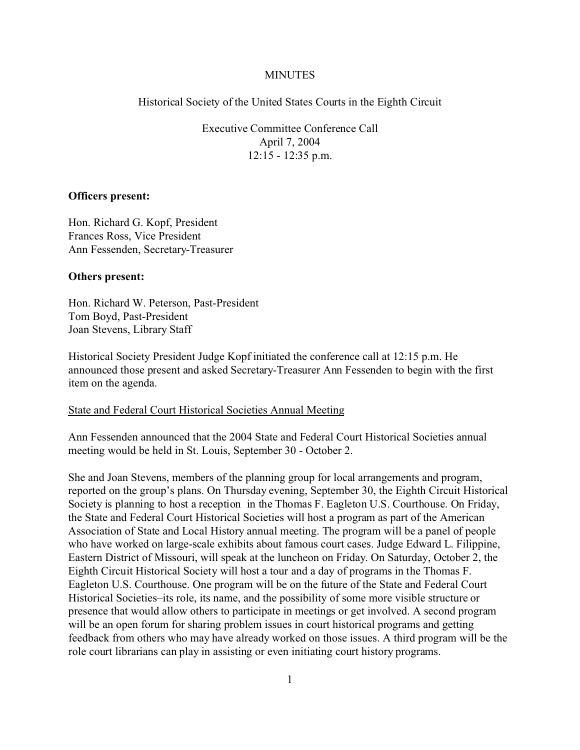# MINUTES

## Historical Society of the United States Courts in the Eighth Circuit

### Executive Committee Conference Call
April 7, 2004
12:15 - 12:35 p.m.

**Officers present:**

Hon. Richard G. Kopf, President
Frances Ross, Vice President
Ann Fessenden, Secretary-Treasurer

**Others present:**

Hon. Richard W. Peterson, Past-President
Tom Boyd, Past-President
Joan Stevens, Library Staff

Historical Society President Judge Kopf initiated the conference call at 12:15 p.m. He announced those present and asked Secretary-Treasurer Ann Fessenden to begin with the first item on the agenda.

<u>State and Federal Court Historical Societies Annual Meeting</u>

Ann Fessenden announced that the 2004 State and Federal Court Historical Societies annual meeting would be held in St. Louis, September 30 - October 2.

She and Joan Stevens, members of the planning group for local arrangements and program, reported on the group's plans. On Thursday evening, September 30, the Eighth Circuit Historical Society is planning to host a reception in the Thomas F. Eagleton U.S. Courthouse. On Friday, the State and Federal Court Historical Societies will host a program as part of the American Association of State and Local History annual meeting. The program will be a panel of people who have worked on large-scale exhibits about famous court cases. Judge Edward L. Filippine, Eastern District of Missouri, will speak at the luncheon on Friday. On Saturday, October 2, the Eighth Circuit Historical Society will host a tour and a day of programs in the Thomas F. Eagleton U.S. Courthouse. One program will be on the future of the State and Federal Court Historical Societies–its role, its name, and the possibility of some more visible structure or presence that would allow others to participate in meetings or get involved. A second program will be an open forum for sharing problem issues in court historical programs and getting feedback from others who may have already worked on those issues. A third program will be the role court librarians can play in assisting or even initiating court history programs.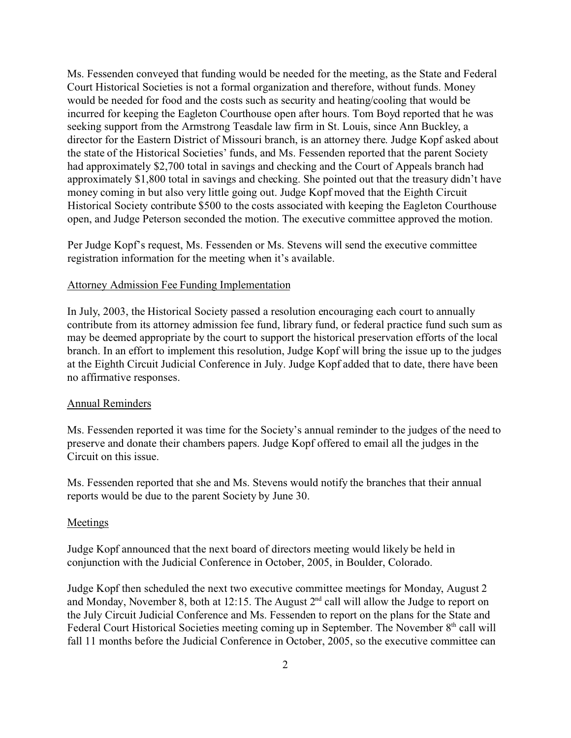Ms. Fessenden conveyed that funding would be needed for the meeting, as the State and Federal Court Historical Societies is not a formal organization and therefore, without funds. Money would be needed for food and the costs such as security and heating/cooling that would be incurred for keeping the Eagleton Courthouse open after hours. Tom Boyd reported that he was seeking support from the Armstrong Teasdale law firm in St. Louis, since Ann Buckley, a director for the Eastern District of Missouri branch, is an attorney there. Judge Kopf asked about the state of the Historical Societies' funds, and Ms. Fessenden reported that the parent Society had approximately $2,700 total in savings and checking and the Court of Appeals branch had approximately $1,800 total in savings and checking. She pointed out that the treasury didn't have money coming in but also very little going out. Judge Kopf moved that the Eighth Circuit Historical Society contribute $500 to the costs associated with keeping the Eagleton Courthouse open, and Judge Peterson seconded the motion. The executive committee approved the motion.

Per Judge Kopf's request, Ms. Fessenden or Ms. Stevens will send the executive committee registration information for the meeting when it's available.

<u>Attorney Admission Fee Funding Implementation</u>

In July, 2003, the Historical Society passed a resolution encouraging each court to annually contribute from its attorney admission fee fund, library fund, or federal practice fund such sum as may be deemed appropriate by the court to support the historical preservation efforts of the local branch. In an effort to implement this resolution, Judge Kopf will bring the issue up to the judges at the Eighth Circuit Judicial Conference in July. Judge Kopf added that to date, there have been no affirmative responses.

<u>Annual Reminders</u>

Ms. Fessenden reported it was time for the Society's annual reminder to the judges of the need to preserve and donate their chambers papers. Judge Kopf offered to email all the judges in the Circuit on this issue.

Ms. Fessenden reported that she and Ms. Stevens would notify the branches that their annual reports would be due to the parent Society by June 30.

<u>Meetings</u>

Judge Kopf announced that the next board of directors meeting would likely be held in conjunction with the Judicial Conference in October, 2005, in Boulder, Colorado.

Judge Kopf then scheduled the next two executive committee meetings for Monday, August 2 and Monday, November 8, both at 12:15. The August 2nd call will allow the Judge to report on the July Circuit Judicial Conference and Ms. Fessenden to report on the plans for the State and Federal Court Historical Societies meeting coming up in September. The November 8th call will fall 11 months before the Judicial Conference in October, 2005, so the executive committee can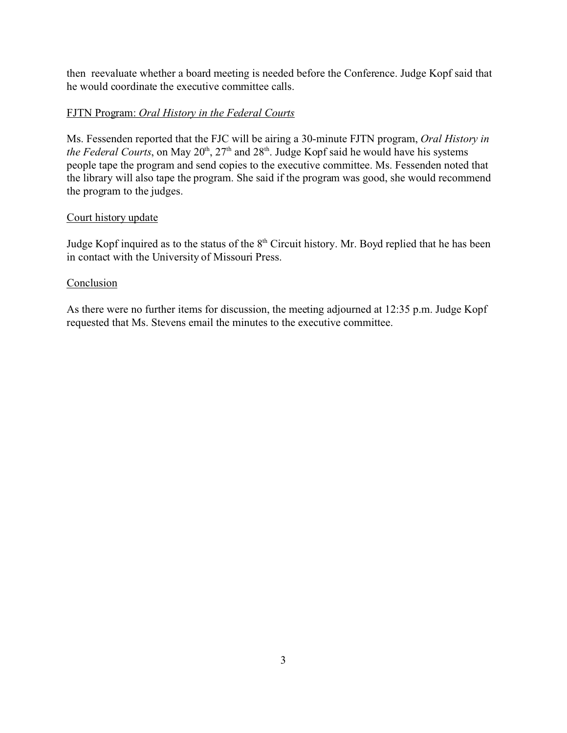then reevaluate whether a board meeting is needed before the Conference. Judge Kopf said that he would coordinate the executive committee calls.

FJTN Program: *Oral History in the Federal Courts*

Ms. Fessenden reported that the FJC will be airing a 30-minute FJTN program, *Oral History in the Federal Courts*, on May 20th, 27th and 28th. Judge Kopf said he would have his systems people tape the program and send copies to the executive committee. Ms. Fessenden noted that the library will also tape the program. She said if the program was good, she would recommend the program to the judges.

Court history update

Judge Kopf inquired as to the status of the 8th Circuit history. Mr. Boyd replied that he has been in contact with the University of Missouri Press.

Conclusion

As there were no further items for discussion, the meeting adjourned at 12:35 p.m. Judge Kopf requested that Ms. Stevens email the minutes to the executive committee.